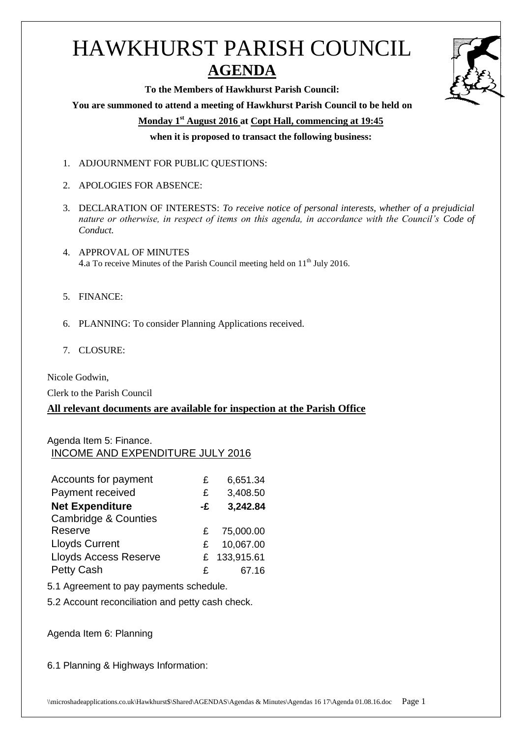# HAWKHURST PARISH COUNCIL

## AGENDA

**To the Members of Hawkhurst Parish Council:**

**You are summoned to attend a meeting of Hawkhurst Parish Council to be held on**

**Monday 1st August 2016 at Copt Hall, commencing at 19:45**

**when it is proposed to transact the following business:**

1. ADJOURNMENT FOR PUBLIC QUESTIONS:
2. APOLOGIES FOR ABSENCE:
3. DECLARATION OF INTERESTS: *To receive notice of personal interests, whether of a prejudicial nature or otherwise, in respect of items on this agenda, in accordance with the Council's Code of Conduct.*
4. APPROVAL OF MINUTES
   4.a To receive Minutes of the Parish Council meeting held on 11th July 2016.
5. FINANCE:
6. PLANNING: To consider Planning Applications received.
7. CLOSURE:

Nicole Godwin,

Clerk to the Parish Council

**All relevant documents are available for inspection at the Parish Office**

Agenda Item 5: Finance.

INCOME AND EXPENDITURE JULY 2016

| | | |
|---|---|---|
| Accounts for payment | £ | 6,651.34 |
| Payment received | £ | 3,408.50 |
| **Net Expenditure** | **-£** | **3,242.84** |
| Cambridge & Counties Reserve | £ | 75,000.00 |
| Lloyds Current | £ | 10,067.00 |
| Lloyds Access Reserve | £ | 133,915.61 |
| Petty Cash | £ | 67.16 |

5.1 Agreement to pay payments schedule.

5.2 Account reconciliation and petty cash check.

Agenda Item 6: Planning

6.1 Planning & Highways Information: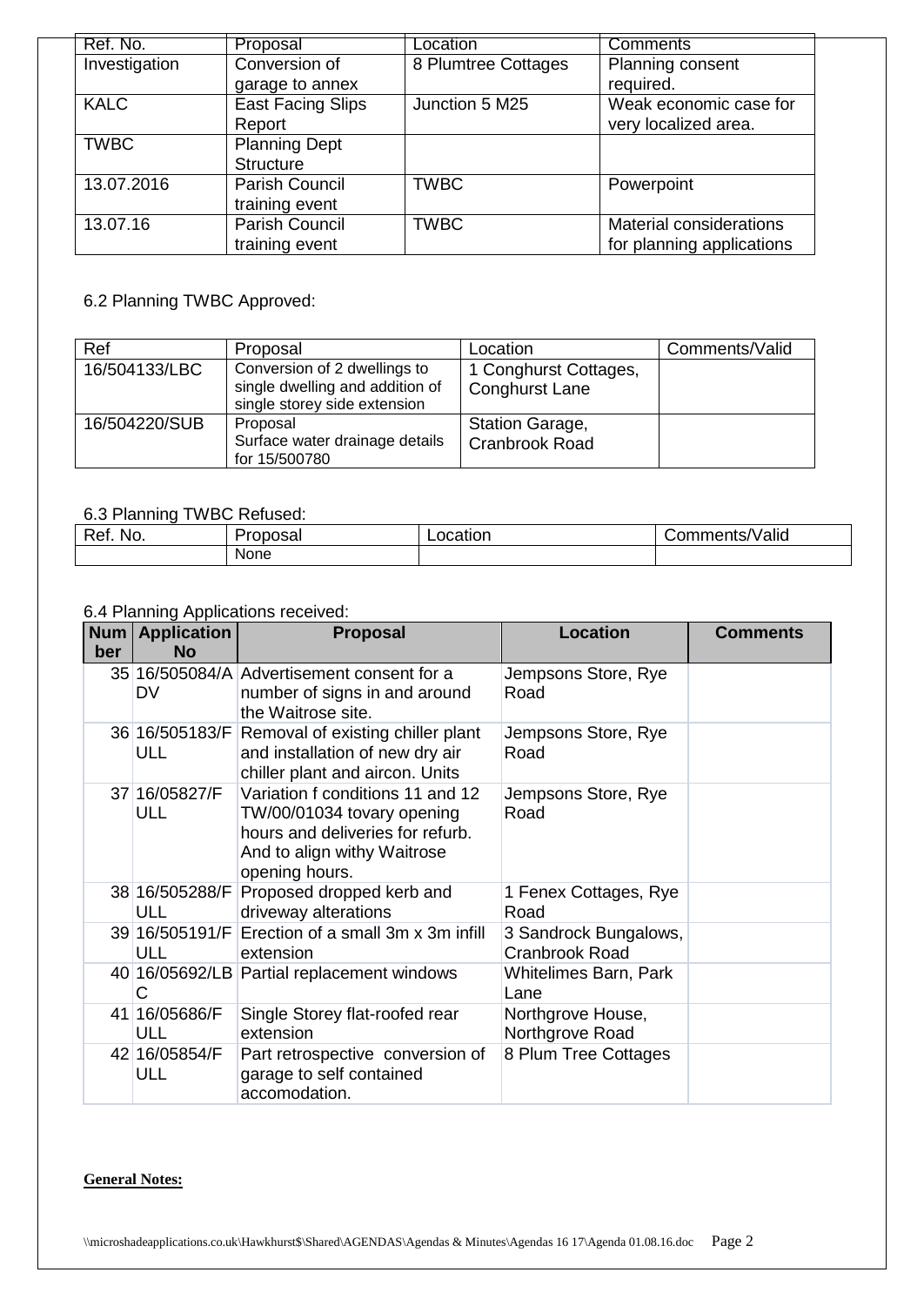| Ref. No. | Proposal | Location | Comments |
| --- | --- | --- | --- |
| Investigation | Conversion of garage to annex | 8 Plumtree Cottages | Planning consent required. |
| KALC | East Facing Slips Report | Junction 5 M25 | Weak economic case for very localized area. |
| TWBC | Planning Dept Structure | | |
| 13.07.2016 | Parish Council training event | TWBC | Powerpoint |
| 13.07.16 | Parish Council training event | TWBC | Material considerations for planning applications |

6.2 Planning TWBC Approved:

| Ref | Proposal | Location | Comments/Valid |
| --- | --- | --- | --- |
| 16/504133/LBC | Conversion of 2 dwellings to single dwelling and addition of single storey side extension | 1 Conghurst Cottages, Conghurst Lane | |
| 16/504220/SUB | Proposal Surface water drainage details for 15/500780 | Station Garage, Cranbrook Road | |

6.3 Planning TWBC Refused:

| Ref. No. | Proposal | Location | Comments/Valid |
| --- | --- | --- | --- |
| | None | | |

6.4 Planning Applications received:

| Number | Application No | Proposal | Location | Comments |
| --- | --- | --- | --- | --- |
| 35 | 16/505084/ADV | Advertisement consent for a number of signs in and around the Waitrose site. | Jempsons Store, Rye Road | |
| 36 | 16/505183/FULL | Removal of existing chiller plant and installation of new dry air chiller plant and aircon. Units | Jempsons Store, Rye Road | |
| 37 | 16/05827/FULL | Variation f conditions 11 and 12 TW/00/01034 tovary opening hours and deliveries for refurb. And to align withy Waitrose opening hours. | Jempsons Store, Rye Road | |
| 38 | 16/505288/FULL | Proposed dropped kerb and driveway alterations | 1 Fenex Cottages, Rye Road | |
| 39 | 16/505191/FULL | Erection of a small 3m x 3m infill extension | 3 Sandrock Bungalows, Cranbrook Road | |
| 40 | 16/05692/LBC | Partial replacement windows | Whitelimes Barn, Park Lane | |
| 41 | 16/05686/FULL | Single Storey flat-roofed rear extension | Northgrove House, Northgrove Road | |
| 42 | 16/05854/FULL | Part retrospective conversion of garage to self contained accomodation. | 8 Plum Tree Cottages | |

**General Notes:**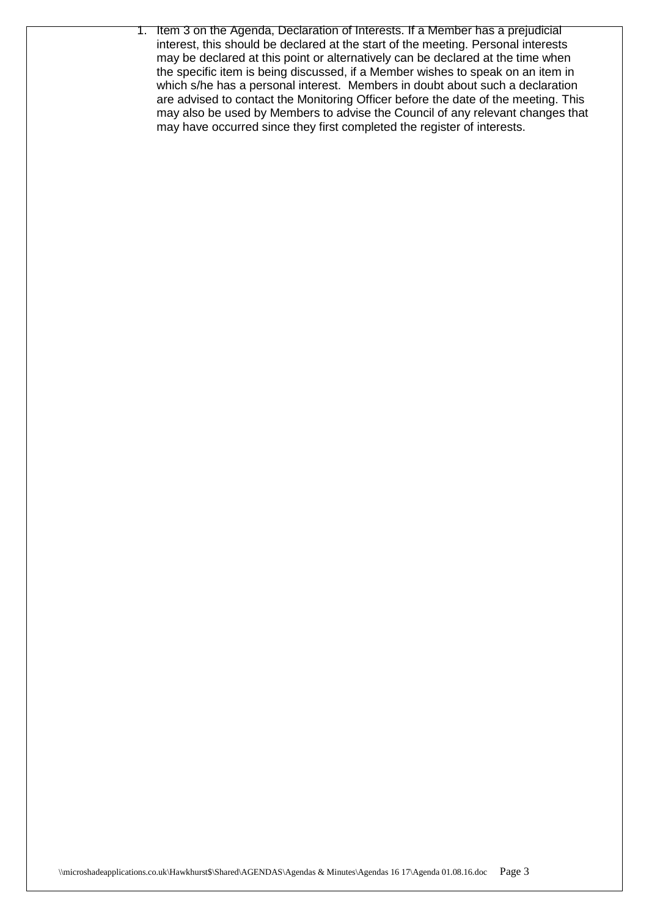1. Item 3 on the Agenda, Declaration of Interests. If a Member has a prejudicial interest, this should be declared at the start of the meeting. Personal interests may be declared at this point or alternatively can be declared at the time when the specific item is being discussed, if a Member wishes to speak on an item in which s/he has a personal interest. Members in doubt about such a declaration are advised to contact the Monitoring Officer before the date of the meeting. This may also be used by Members to advise the Council of any relevant changes that may have occurred since they first completed the register of interests.